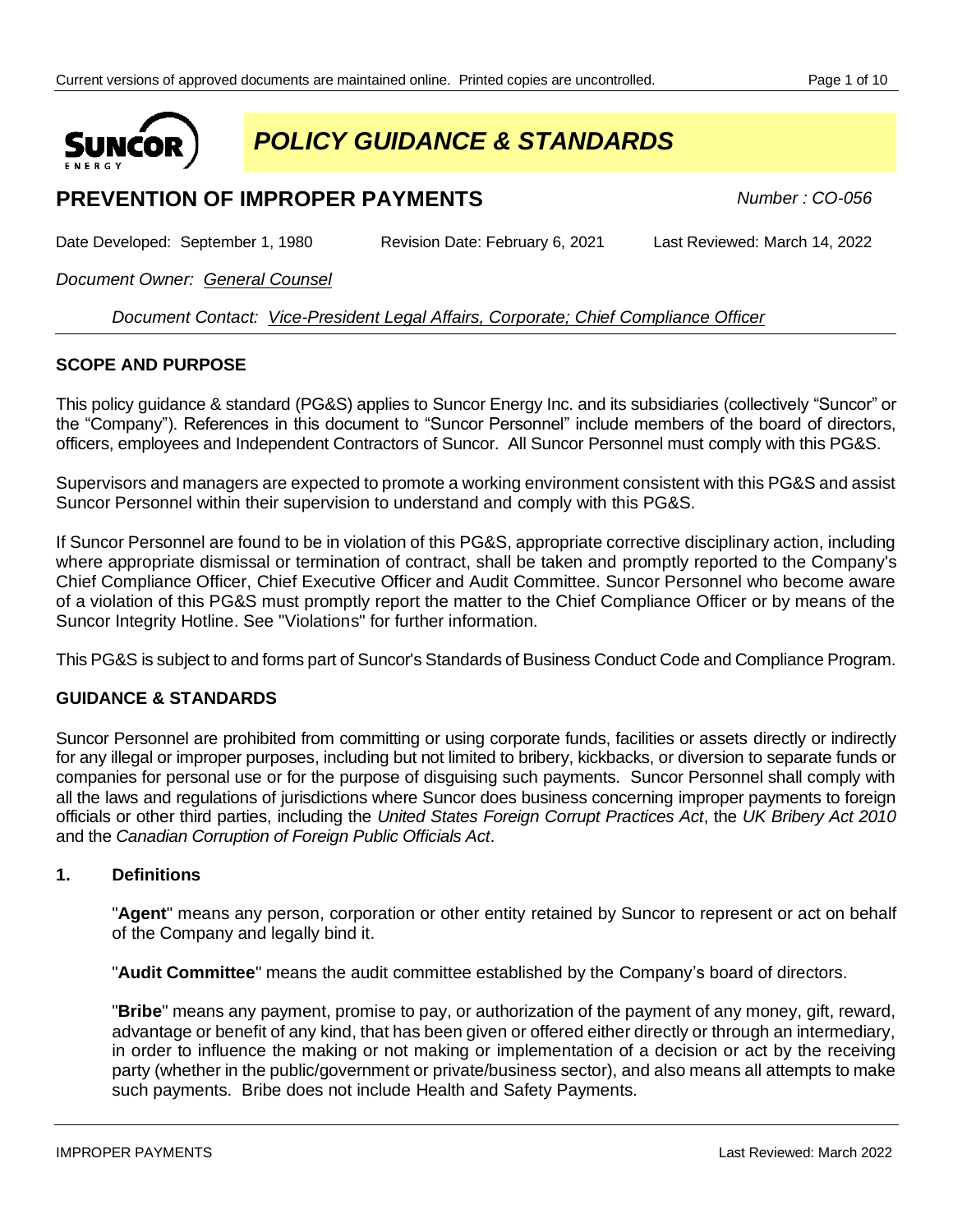# POLICY GUIDANCE & STANDARDS

## PREVENTION OF IMPROPER PAYMENTS

*Number : CO-056*

Date Developed: September 1, 1980 Revision Date: February 6, 2021 Last Reviewed: March 14, 2022

*Document Owner: General Counsel*

*Document Contact: Vice-President Legal Affairs, Corporate; Chief Compliance Officer*

### SCOPE AND PURPOSE

This policy guidance & standard (PG&S) applies to Suncor Energy Inc. and its subsidiaries (collectively "Suncor" or the "Company"). References in this document to "Suncor Personnel" include members of the board of directors, officers, employees and Independent Contractors of Suncor. All Suncor Personnel must comply with this PG&S.

Supervisors and managers are expected to promote a working environment consistent with this PG&S and assist Suncor Personnel within their supervision to understand and comply with this PG&S.

If Suncor Personnel are found to be in violation of this PG&S, appropriate corrective disciplinary action, including where appropriate dismissal or termination of contract, shall be taken and promptly reported to the Company's Chief Compliance Officer, Chief Executive Officer and Audit Committee. Suncor Personnel who become aware of a violation of this PG&S must promptly report the matter to the Chief Compliance Officer or by means of the Suncor Integrity Hotline. See "Violations" for further information.

This PG&S is subject to and forms part of Suncor's Standards of Business Conduct Code and Compliance Program.

### GUIDANCE & STANDARDS

Suncor Personnel are prohibited from committing or using corporate funds, facilities or assets directly or indirectly for any illegal or improper purposes, including but not limited to bribery, kickbacks, or diversion to separate funds or companies for personal use or for the purpose of disguising such payments. Suncor Personnel shall comply with all the laws and regulations of jurisdictions where Suncor does business concerning improper payments to foreign officials or other third parties, including the *United States Foreign Corrupt Practices Act*, the *UK Bribery Act 2010* and the *Canadian Corruption of Foreign Public Officials Act*.

#### 1. Definitions

"**Agent**" means any person, corporation or other entity retained by Suncor to represent or act on behalf of the Company and legally bind it.

"**Audit Committee**" means the audit committee established by the Company's board of directors.

"**Bribe**" means any payment, promise to pay, or authorization of the payment of any money, gift, reward, advantage or benefit of any kind, that has been given or offered either directly or through an intermediary, in order to influence the making or not making or implementation of a decision or act by the receiving party (whether in the public/government or private/business sector), and also means all attempts to make such payments. Bribe does not include Health and Safety Payments.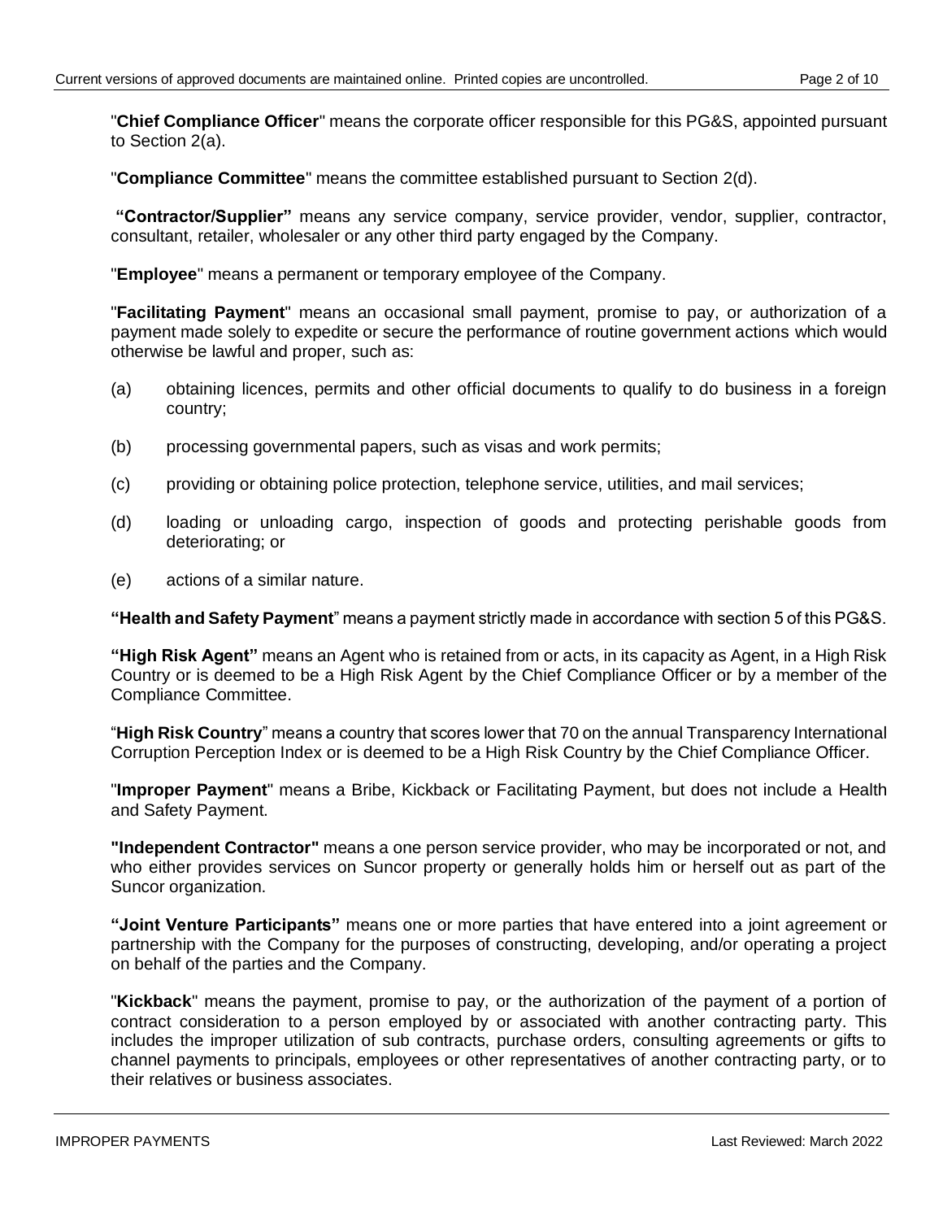"**Chief Compliance Officer**" means the corporate officer responsible for this PG&S, appointed pursuant to Section 2(a).

"**Compliance Committee**" means the committee established pursuant to Section 2(d).

**"Contractor/Supplier"** means any service company, service provider, vendor, supplier, contractor, consultant, retailer, wholesaler or any other third party engaged by the Company.

"**Employee**" means a permanent or temporary employee of the Company.

"**Facilitating Payment**" means an occasional small payment, promise to pay, or authorization of a payment made solely to expedite or secure the performance of routine government actions which would otherwise be lawful and proper, such as:

(a) obtaining licences, permits and other official documents to qualify to do business in a foreign country;

(b) processing governmental papers, such as visas and work permits;

(c) providing or obtaining police protection, telephone service, utilities, and mail services;

(d) loading or unloading cargo, inspection of goods and protecting perishable goods from deteriorating; or

(e) actions of a similar nature.

**"Health and Safety Payment**" means a payment strictly made in accordance with section 5 of this PG&S.

**"High Risk Agent"** means an Agent who is retained from or acts, in its capacity as Agent, in a High Risk Country or is deemed to be a High Risk Agent by the Chief Compliance Officer or by a member of the Compliance Committee.

"**High Risk Country**" means a country that scores lower that 70 on the annual Transparency International Corruption Perception Index or is deemed to be a High Risk Country by the Chief Compliance Officer.

"**Improper Payment**" means a Bribe, Kickback or Facilitating Payment, but does not include a Health and Safety Payment.

**"Independent Contractor"** means a one person service provider, who may be incorporated or not, and who either provides services on Suncor property or generally holds him or herself out as part of the Suncor organization.

**"Joint Venture Participants"** means one or more parties that have entered into a joint agreement or partnership with the Company for the purposes of constructing, developing, and/or operating a project on behalf of the parties and the Company.

"**Kickback**" means the payment, promise to pay, or the authorization of the payment of a portion of contract consideration to a person employed by or associated with another contracting party. This includes the improper utilization of sub contracts, purchase orders, consulting agreements or gifts to channel payments to principals, employees or other representatives of another contracting party, or to their relatives or business associates.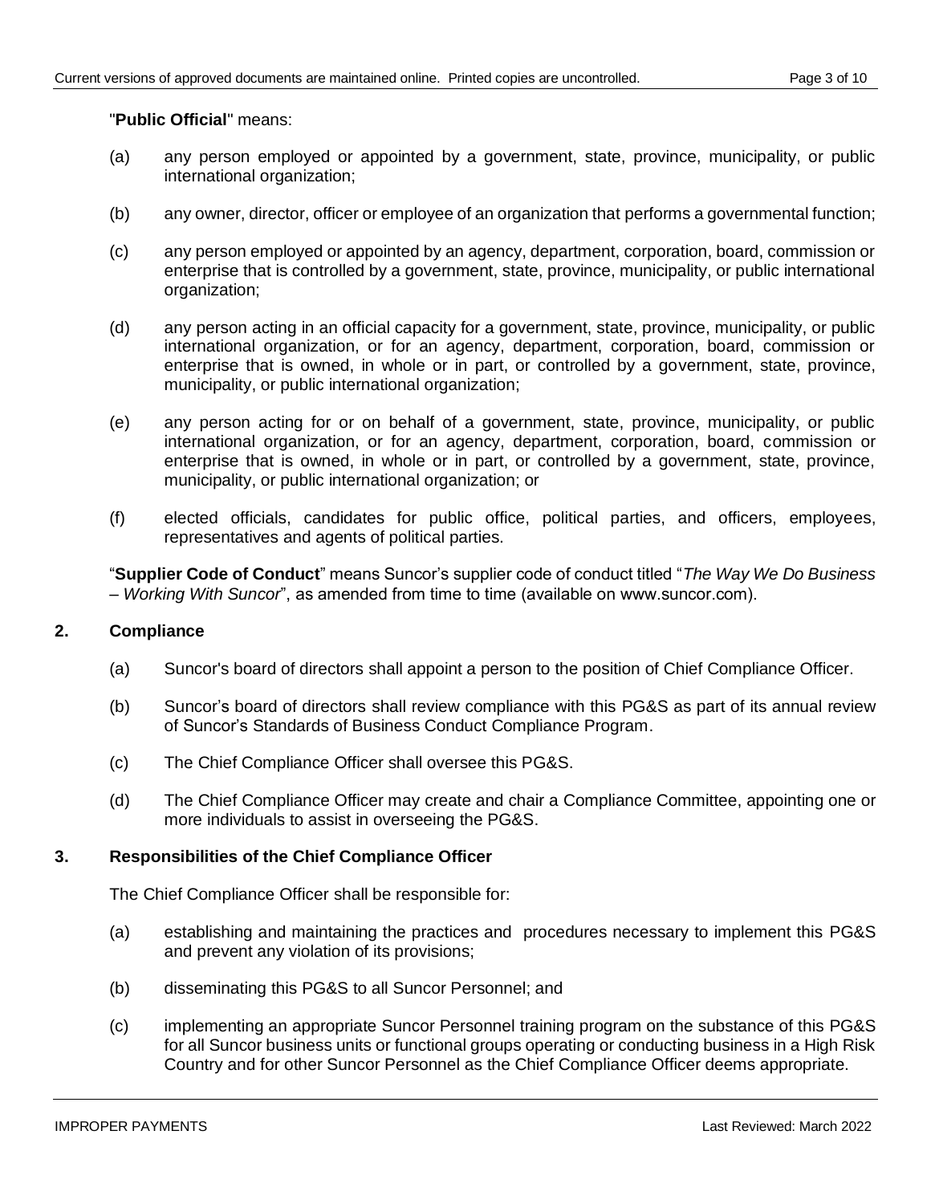"**Public Official**" means:

(a) any person employed or appointed by a government, state, province, municipality, or public international organization;

(b) any owner, director, officer or employee of an organization that performs a governmental function;

(c) any person employed or appointed by an agency, department, corporation, board, commission or enterprise that is controlled by a government, state, province, municipality, or public international organization;

(d) any person acting in an official capacity for a government, state, province, municipality, or public international organization, or for an agency, department, corporation, board, commission or enterprise that is owned, in whole or in part, or controlled by a government, state, province, municipality, or public international organization;

(e) any person acting for or on behalf of a government, state, province, municipality, or public international organization, or for an agency, department, corporation, board, commission or enterprise that is owned, in whole or in part, or controlled by a government, state, province, municipality, or public international organization; or

(f) elected officials, candidates for public office, political parties, and officers, employees, representatives and agents of political parties.

"**Supplier Code of Conduct**" means Suncor's supplier code of conduct titled "*The Way We Do Business – Working With Suncor*", as amended from time to time (available on www.suncor.com).

## 2. Compliance

(a) Suncor's board of directors shall appoint a person to the position of Chief Compliance Officer.

(b) Suncor's board of directors shall review compliance with this PG&S as part of its annual review of Suncor's Standards of Business Conduct Compliance Program.

(c) The Chief Compliance Officer shall oversee this PG&S.

(d) The Chief Compliance Officer may create and chair a Compliance Committee, appointing one or more individuals to assist in overseeing the PG&S.

## 3. Responsibilities of the Chief Compliance Officer

The Chief Compliance Officer shall be responsible for:

(a) establishing and maintaining the practices and procedures necessary to implement this PG&S and prevent any violation of its provisions;

(b) disseminating this PG&S to all Suncor Personnel; and

(c) implementing an appropriate Suncor Personnel training program on the substance of this PG&S for all Suncor business units or functional groups operating or conducting business in a High Risk Country and for other Suncor Personnel as the Chief Compliance Officer deems appropriate.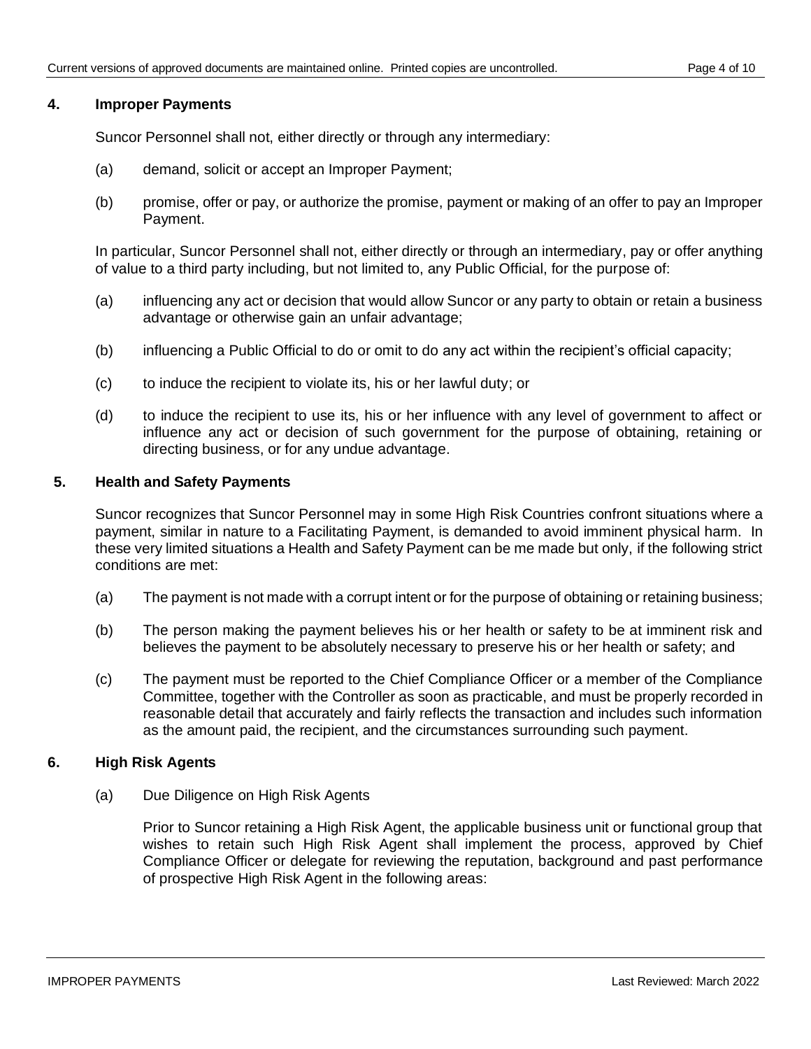## 4. Improper Payments

Suncor Personnel shall not, either directly or through any intermediary:

(a) demand, solicit or accept an Improper Payment;

(b) promise, offer or pay, or authorize the promise, payment or making of an offer to pay an Improper Payment.

In particular, Suncor Personnel shall not, either directly or through an intermediary, pay or offer anything of value to a third party including, but not limited to, any Public Official, for the purpose of:

(a) influencing any act or decision that would allow Suncor or any party to obtain or retain a business advantage or otherwise gain an unfair advantage;

(b) influencing a Public Official to do or omit to do any act within the recipient's official capacity;

(c) to induce the recipient to violate its, his or her lawful duty; or

(d) to induce the recipient to use its, his or her influence with any level of government to affect or influence any act or decision of such government for the purpose of obtaining, retaining or directing business, or for any undue advantage.

## 5. Health and Safety Payments

Suncor recognizes that Suncor Personnel may in some High Risk Countries confront situations where a payment, similar in nature to a Facilitating Payment, is demanded to avoid imminent physical harm. In these very limited situations a Health and Safety Payment can be me made but only, if the following strict conditions are met:

(a) The payment is not made with a corrupt intent or for the purpose of obtaining or retaining business;

(b) The person making the payment believes his or her health or safety to be at imminent risk and believes the payment to be absolutely necessary to preserve his or her health or safety; and

(c) The payment must be reported to the Chief Compliance Officer or a member of the Compliance Committee, together with the Controller as soon as practicable, and must be properly recorded in reasonable detail that accurately and fairly reflects the transaction and includes such information as the amount paid, the recipient, and the circumstances surrounding such payment.

## 6. High Risk Agents

(a) Due Diligence on High Risk Agents

Prior to Suncor retaining a High Risk Agent, the applicable business unit or functional group that wishes to retain such High Risk Agent shall implement the process, approved by Chief Compliance Officer or delegate for reviewing the reputation, background and past performance of prospective High Risk Agent in the following areas: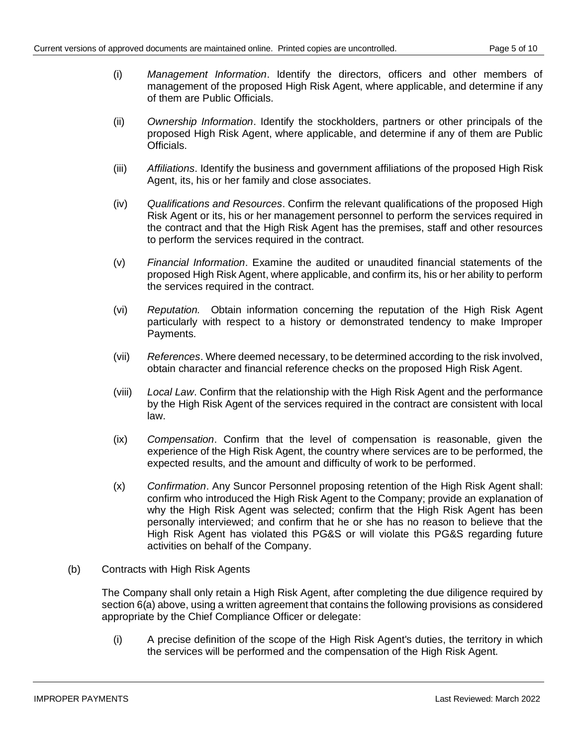(i) *Management Information*. Identify the directors, officers and other members of management of the proposed High Risk Agent, where applicable, and determine if any of them are Public Officials.

(ii) *Ownership Information*. Identify the stockholders, partners or other principals of the proposed High Risk Agent, where applicable, and determine if any of them are Public Officials.

(iii) *Affiliations*. Identify the business and government affiliations of the proposed High Risk Agent, its, his or her family and close associates.

(iv) *Qualifications and Resources*. Confirm the relevant qualifications of the proposed High Risk Agent or its, his or her management personnel to perform the services required in the contract and that the High Risk Agent has the premises, staff and other resources to perform the services required in the contract.

(v) *Financial Information*. Examine the audited or unaudited financial statements of the proposed High Risk Agent, where applicable, and confirm its, his or her ability to perform the services required in the contract.

(vi) *Reputation.* Obtain information concerning the reputation of the High Risk Agent particularly with respect to a history or demonstrated tendency to make Improper Payments.

(vii) *References*. Where deemed necessary, to be determined according to the risk involved, obtain character and financial reference checks on the proposed High Risk Agent.

(viii) *Local Law*. Confirm that the relationship with the High Risk Agent and the performance by the High Risk Agent of the services required in the contract are consistent with local law.

(ix) *Compensation*. Confirm that the level of compensation is reasonable, given the experience of the High Risk Agent, the country where services are to be performed, the expected results, and the amount and difficulty of work to be performed.

(x) *Confirmation*. Any Suncor Personnel proposing retention of the High Risk Agent shall: confirm who introduced the High Risk Agent to the Company; provide an explanation of why the High Risk Agent was selected; confirm that the High Risk Agent has been personally interviewed; and confirm that he or she has no reason to believe that the High Risk Agent has violated this PG&S or will violate this PG&S regarding future activities on behalf of the Company.

(b) Contracts with High Risk Agents

The Company shall only retain a High Risk Agent, after completing the due diligence required by section 6(a) above, using a written agreement that contains the following provisions as considered appropriate by the Chief Compliance Officer or delegate:

(i) A precise definition of the scope of the High Risk Agent's duties, the territory in which the services will be performed and the compensation of the High Risk Agent.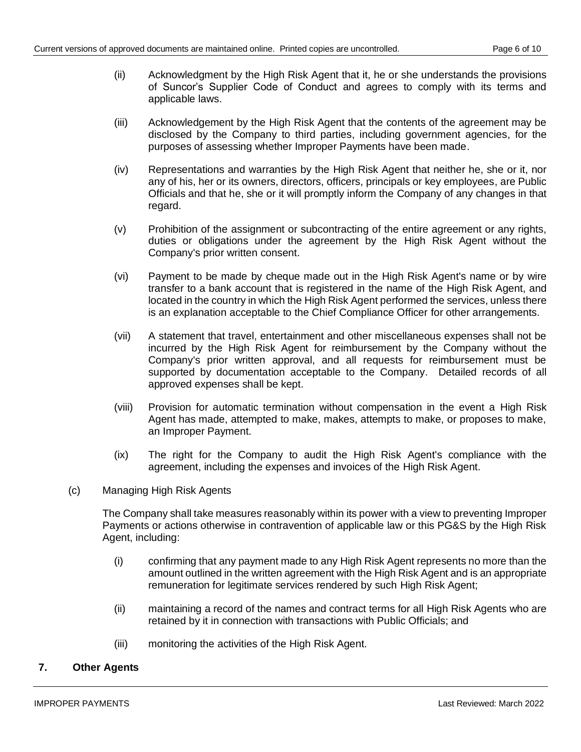(ii) Acknowledgment by the High Risk Agent that it, he or she understands the provisions of Suncor's Supplier Code of Conduct and agrees to comply with its terms and applicable laws.

(iii) Acknowledgement by the High Risk Agent that the contents of the agreement may be disclosed by the Company to third parties, including government agencies, for the purposes of assessing whether Improper Payments have been made.

(iv) Representations and warranties by the High Risk Agent that neither he, she or it, nor any of his, her or its owners, directors, officers, principals or key employees, are Public Officials and that he, she or it will promptly inform the Company of any changes in that regard.

(v) Prohibition of the assignment or subcontracting of the entire agreement or any rights, duties or obligations under the agreement by the High Risk Agent without the Company's prior written consent.

(vi) Payment to be made by cheque made out in the High Risk Agent's name or by wire transfer to a bank account that is registered in the name of the High Risk Agent, and located in the country in which the High Risk Agent performed the services, unless there is an explanation acceptable to the Chief Compliance Officer for other arrangements.

(vii) A statement that travel, entertainment and other miscellaneous expenses shall not be incurred by the High Risk Agent for reimbursement by the Company without the Company's prior written approval, and all requests for reimbursement must be supported by documentation acceptable to the Company. Detailed records of all approved expenses shall be kept.

(viii) Provision for automatic termination without compensation in the event a High Risk Agent has made, attempted to make, makes, attempts to make, or proposes to make, an Improper Payment.

(ix) The right for the Company to audit the High Risk Agent's compliance with the agreement, including the expenses and invoices of the High Risk Agent.

(c) Managing High Risk Agents

The Company shall take measures reasonably within its power with a view to preventing Improper Payments or actions otherwise in contravention of applicable law or this PG&S by the High Risk Agent, including:

(i) confirming that any payment made to any High Risk Agent represents no more than the amount outlined in the written agreement with the High Risk Agent and is an appropriate remuneration for legitimate services rendered by such High Risk Agent;

(ii) maintaining a record of the names and contract terms for all High Risk Agents who are retained by it in connection with transactions with Public Officials; and

(iii) monitoring the activities of the High Risk Agent.

## 7. Other Agents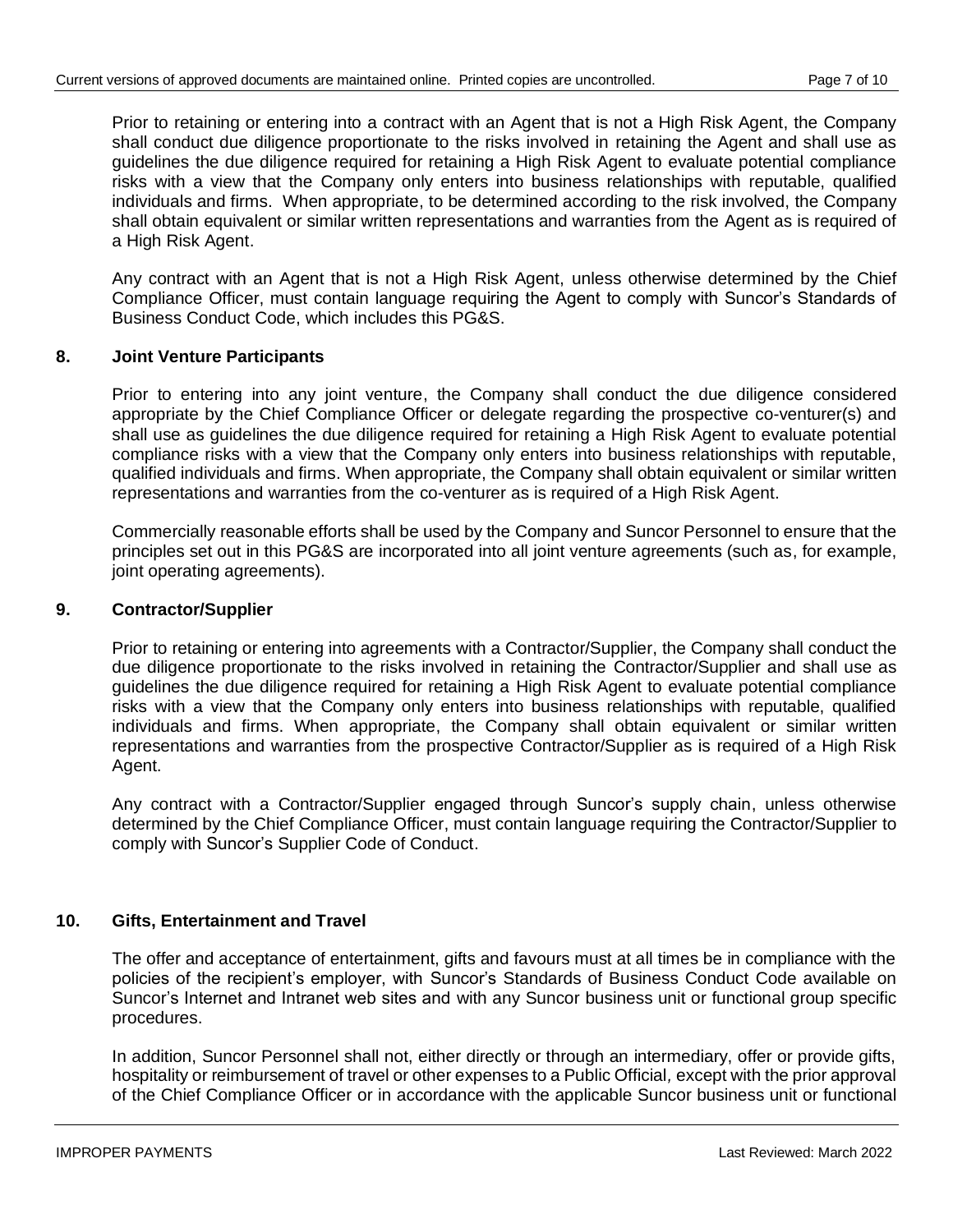Prior to retaining or entering into a contract with an Agent that is not a High Risk Agent, the Company shall conduct due diligence proportionate to the risks involved in retaining the Agent and shall use as guidelines the due diligence required for retaining a High Risk Agent to evaluate potential compliance risks with a view that the Company only enters into business relationships with reputable, qualified individuals and firms. When appropriate, to be determined according to the risk involved, the Company shall obtain equivalent or similar written representations and warranties from the Agent as is required of a High Risk Agent.

Any contract with an Agent that is not a High Risk Agent, unless otherwise determined by the Chief Compliance Officer, must contain language requiring the Agent to comply with Suncor's Standards of Business Conduct Code, which includes this PG&S.

## 8. Joint Venture Participants

Prior to entering into any joint venture, the Company shall conduct the due diligence considered appropriate by the Chief Compliance Officer or delegate regarding the prospective co-venturer(s) and shall use as guidelines the due diligence required for retaining a High Risk Agent to evaluate potential compliance risks with a view that the Company only enters into business relationships with reputable, qualified individuals and firms. When appropriate, the Company shall obtain equivalent or similar written representations and warranties from the co-venturer as is required of a High Risk Agent.

Commercially reasonable efforts shall be used by the Company and Suncor Personnel to ensure that the principles set out in this PG&S are incorporated into all joint venture agreements (such as, for example, joint operating agreements).

## 9. Contractor/Supplier

Prior to retaining or entering into agreements with a Contractor/Supplier, the Company shall conduct the due diligence proportionate to the risks involved in retaining the Contractor/Supplier and shall use as guidelines the due diligence required for retaining a High Risk Agent to evaluate potential compliance risks with a view that the Company only enters into business relationships with reputable, qualified individuals and firms. When appropriate, the Company shall obtain equivalent or similar written representations and warranties from the prospective Contractor/Supplier as is required of a High Risk Agent.

Any contract with a Contractor/Supplier engaged through Suncor's supply chain, unless otherwise determined by the Chief Compliance Officer, must contain language requiring the Contractor/Supplier to comply with Suncor's Supplier Code of Conduct.

## 10. Gifts, Entertainment and Travel

The offer and acceptance of entertainment, gifts and favours must at all times be in compliance with the policies of the recipient's employer, with Suncor's Standards of Business Conduct Code available on Suncor's Internet and Intranet web sites and with any Suncor business unit or functional group specific procedures.

In addition, Suncor Personnel shall not, either directly or through an intermediary, offer or provide gifts, hospitality or reimbursement of travel or other expenses to a Public Official, except with the prior approval of the Chief Compliance Officer or in accordance with the applicable Suncor business unit or functional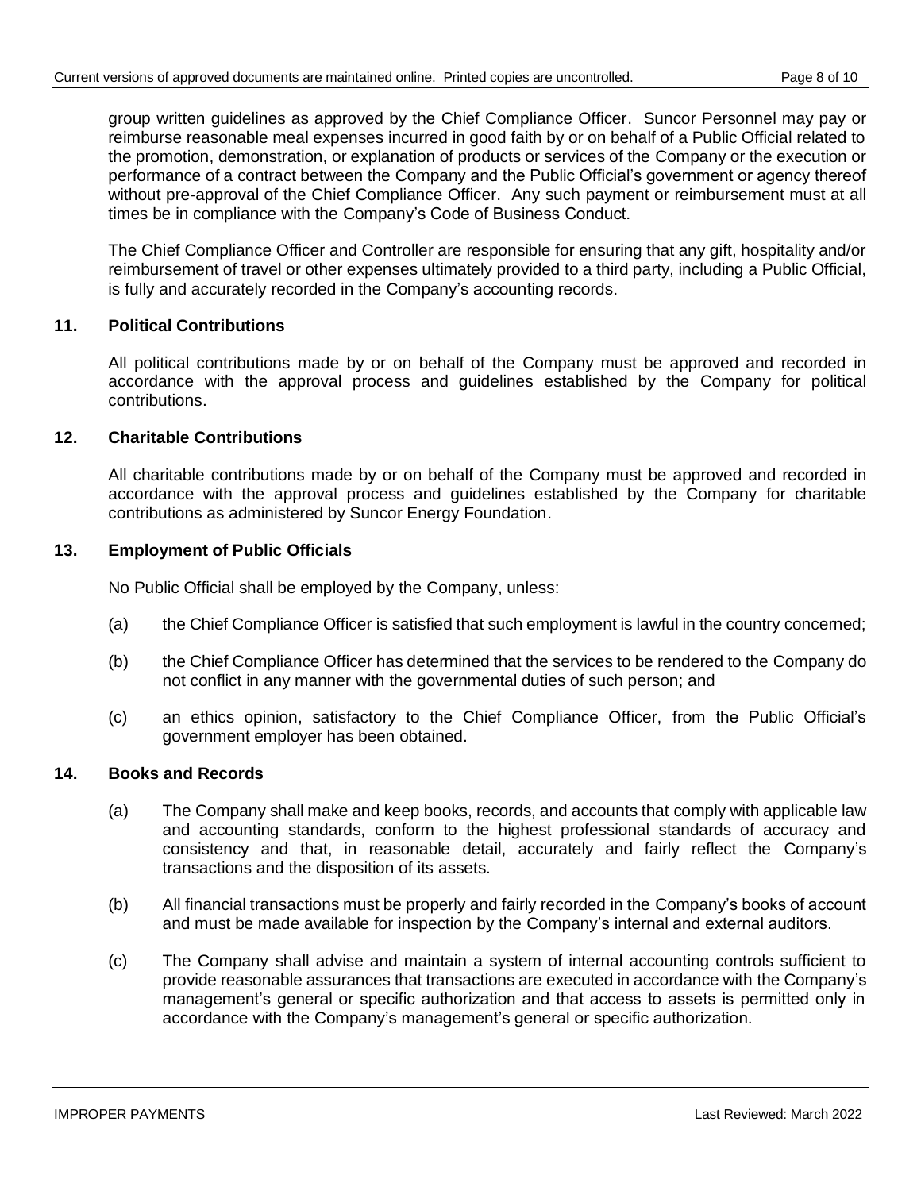group written guidelines as approved by the Chief Compliance Officer. Suncor Personnel may pay or reimburse reasonable meal expenses incurred in good faith by or on behalf of a Public Official related to the promotion, demonstration, or explanation of products or services of the Company or the execution or performance of a contract between the Company and the Public Official's government or agency thereof without pre-approval of the Chief Compliance Officer. Any such payment or reimbursement must at all times be in compliance with the Company's Code of Business Conduct.

The Chief Compliance Officer and Controller are responsible for ensuring that any gift, hospitality and/or reimbursement of travel or other expenses ultimately provided to a third party, including a Public Official, is fully and accurately recorded in the Company's accounting records.

## 11. Political Contributions

All political contributions made by or on behalf of the Company must be approved and recorded in accordance with the approval process and guidelines established by the Company for political contributions.

## 12. Charitable Contributions

All charitable contributions made by or on behalf of the Company must be approved and recorded in accordance with the approval process and guidelines established by the Company for charitable contributions as administered by Suncor Energy Foundation.

## 13. Employment of Public Officials

No Public Official shall be employed by the Company, unless:

(a) the Chief Compliance Officer is satisfied that such employment is lawful in the country concerned;

(b) the Chief Compliance Officer has determined that the services to be rendered to the Company do not conflict in any manner with the governmental duties of such person; and

(c) an ethics opinion, satisfactory to the Chief Compliance Officer, from the Public Official's government employer has been obtained.

## 14. Books and Records

(a) The Company shall make and keep books, records, and accounts that comply with applicable law and accounting standards, conform to the highest professional standards of accuracy and consistency and that, in reasonable detail, accurately and fairly reflect the Company's transactions and the disposition of its assets.

(b) All financial transactions must be properly and fairly recorded in the Company's books of account and must be made available for inspection by the Company's internal and external auditors.

(c) The Company shall advise and maintain a system of internal accounting controls sufficient to provide reasonable assurances that transactions are executed in accordance with the Company's management's general or specific authorization and that access to assets is permitted only in accordance with the Company's management's general or specific authorization.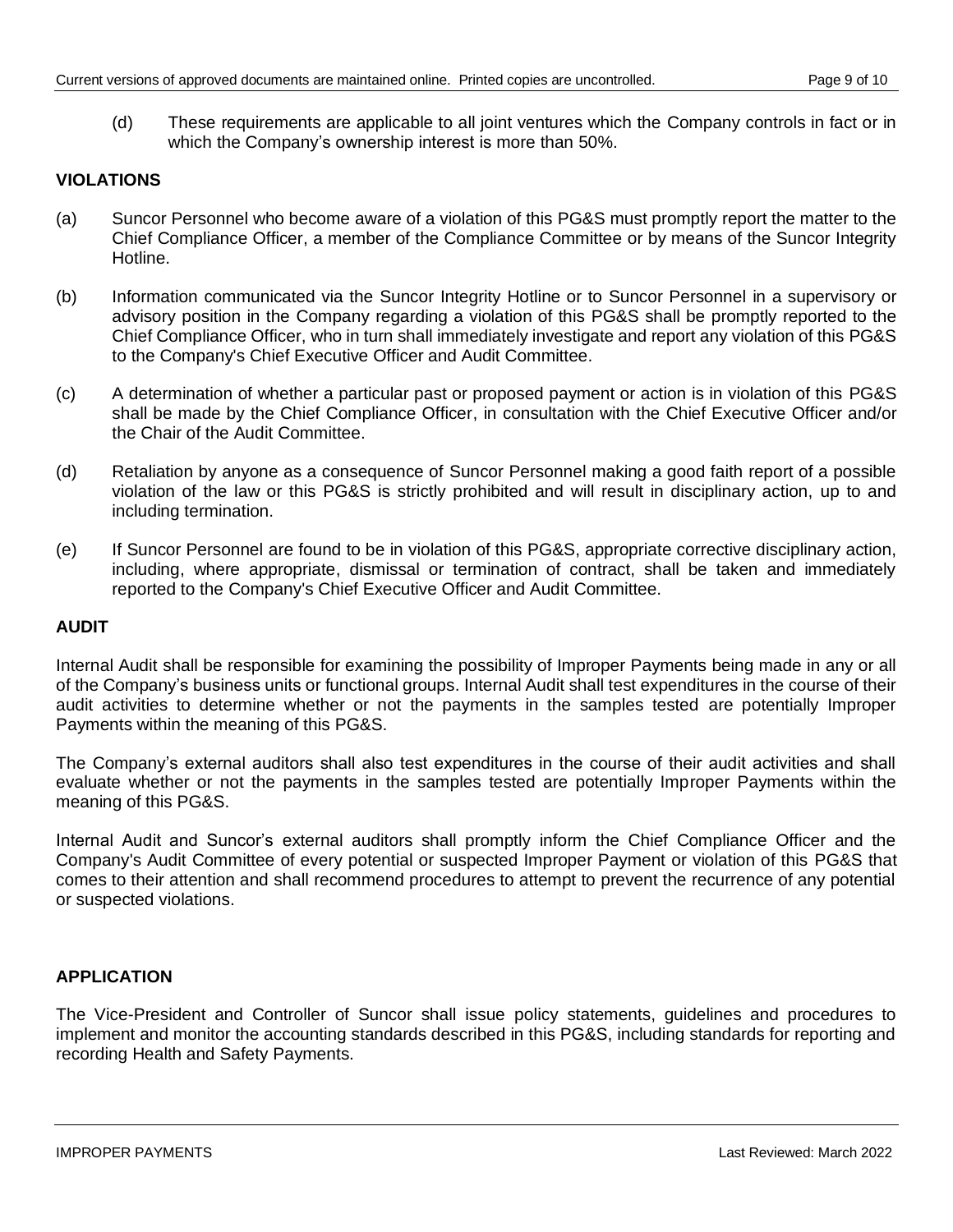(d) These requirements are applicable to all joint ventures which the Company controls in fact or in which the Company's ownership interest is more than 50%.

## VIOLATIONS

(a) Suncor Personnel who become aware of a violation of this PG&S must promptly report the matter to the Chief Compliance Officer, a member of the Compliance Committee or by means of the Suncor Integrity Hotline.

(b) Information communicated via the Suncor Integrity Hotline or to Suncor Personnel in a supervisory or advisory position in the Company regarding a violation of this PG&S shall be promptly reported to the Chief Compliance Officer, who in turn shall immediately investigate and report any violation of this PG&S to the Company's Chief Executive Officer and Audit Committee.

(c) A determination of whether a particular past or proposed payment or action is in violation of this PG&S shall be made by the Chief Compliance Officer, in consultation with the Chief Executive Officer and/or the Chair of the Audit Committee.

(d) Retaliation by anyone as a consequence of Suncor Personnel making a good faith report of a possible violation of the law or this PG&S is strictly prohibited and will result in disciplinary action, up to and including termination.

(e) If Suncor Personnel are found to be in violation of this PG&S, appropriate corrective disciplinary action, including, where appropriate, dismissal or termination of contract, shall be taken and immediately reported to the Company's Chief Executive Officer and Audit Committee.

## AUDIT

Internal Audit shall be responsible for examining the possibility of Improper Payments being made in any or all of the Company's business units or functional groups. Internal Audit shall test expenditures in the course of their audit activities to determine whether or not the payments in the samples tested are potentially Improper Payments within the meaning of this PG&S.

The Company's external auditors shall also test expenditures in the course of their audit activities and shall evaluate whether or not the payments in the samples tested are potentially Improper Payments within the meaning of this PG&S.

Internal Audit and Suncor's external auditors shall promptly inform the Chief Compliance Officer and the Company's Audit Committee of every potential or suspected Improper Payment or violation of this PG&S that comes to their attention and shall recommend procedures to attempt to prevent the recurrence of any potential or suspected violations.

## APPLICATION

The Vice-President and Controller of Suncor shall issue policy statements, guidelines and procedures to implement and monitor the accounting standards described in this PG&S, including standards for reporting and recording Health and Safety Payments.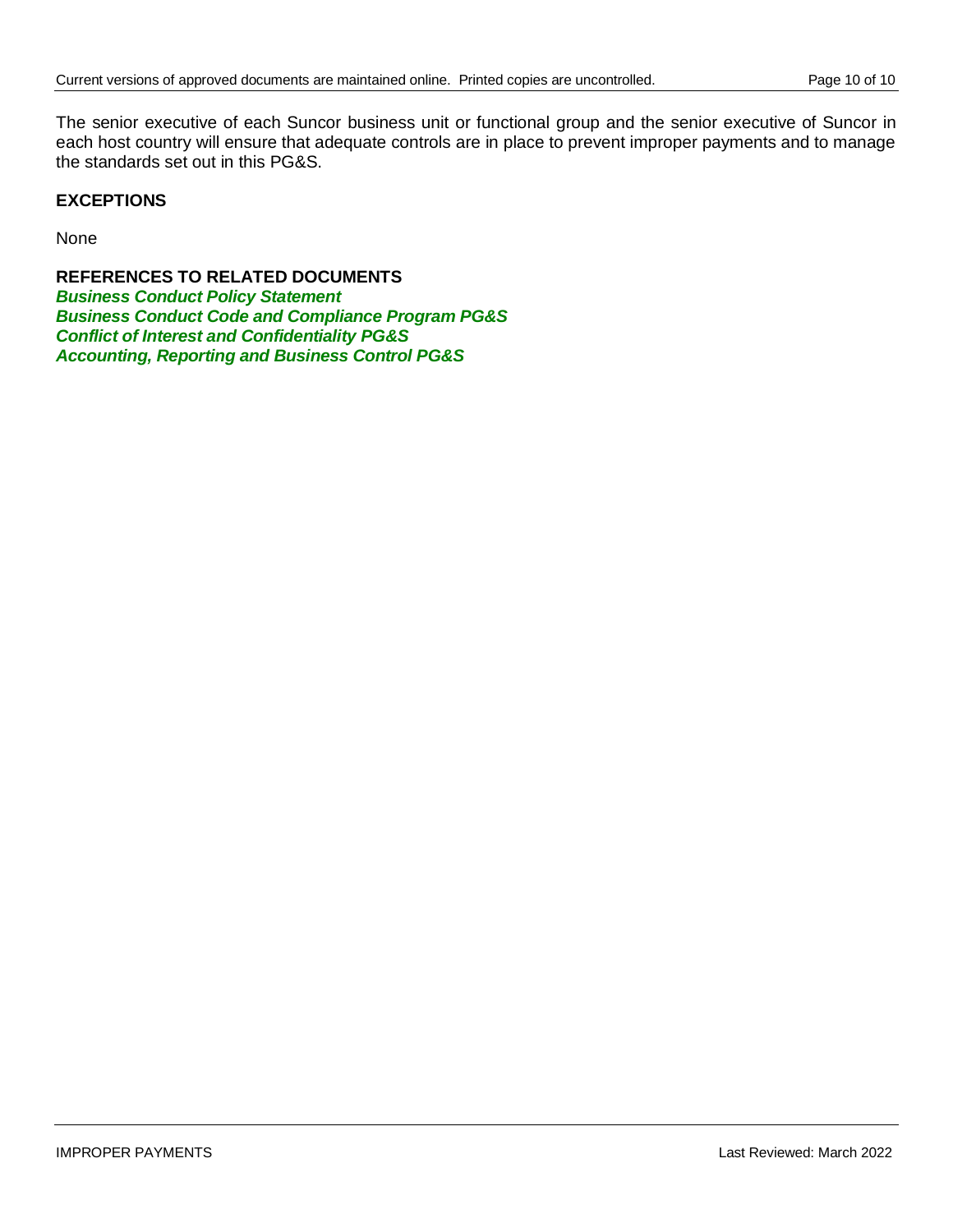The senior executive of each Suncor business unit or functional group and the senior executive of Suncor in each host country will ensure that adequate controls are in place to prevent improper payments and to manage the standards set out in this PG&S.

## EXCEPTIONS

None

## REFERENCES TO RELATED DOCUMENTS

***Business Conduct Policy Statement***
***Business Conduct Code and Compliance Program PG&S***
***Conflict of Interest and Confidentiality PG&S***
***Accounting, Reporting and Business Control PG&S***